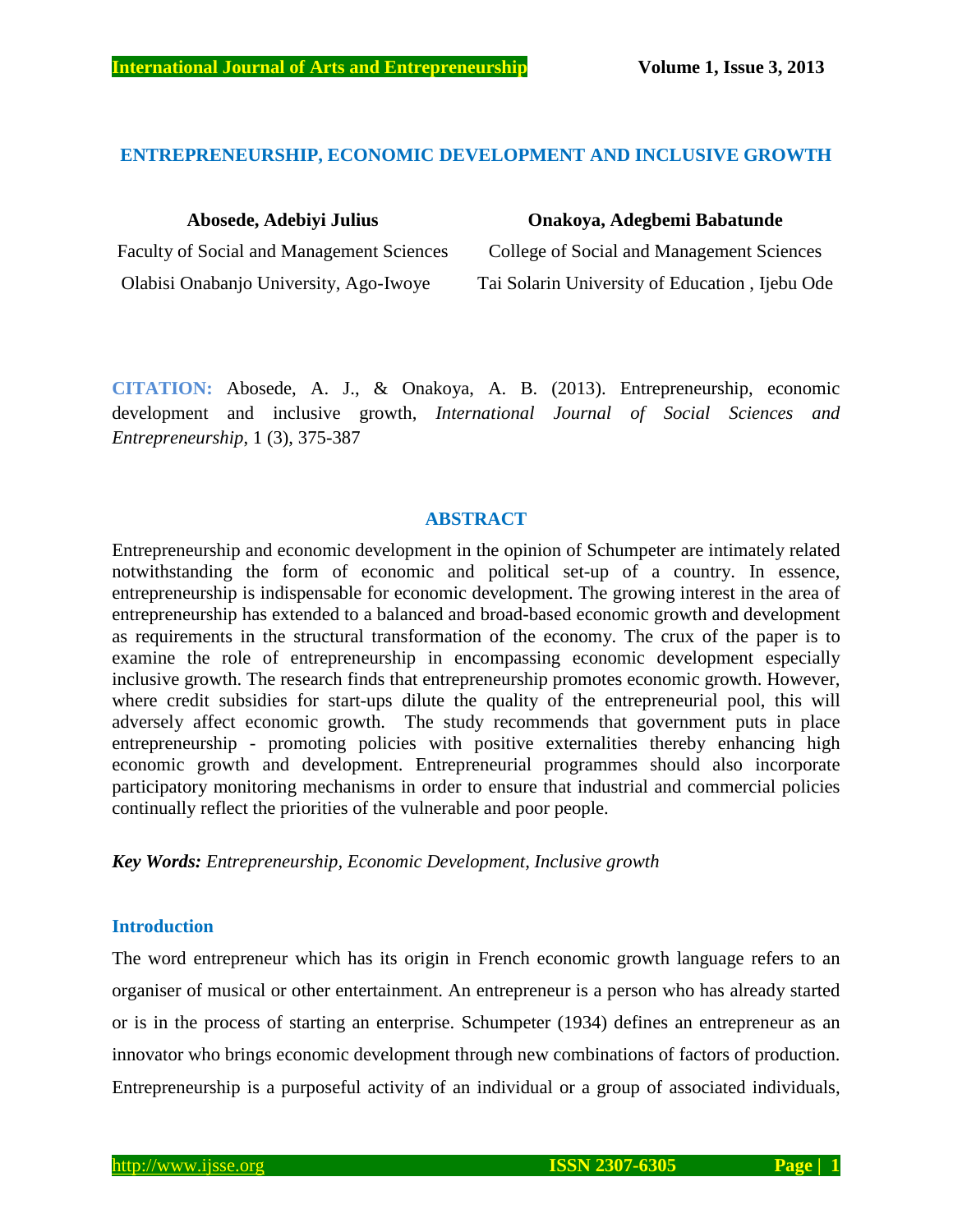# ENTREPRENEURSHIP, ECONOMIC DEVELOPMENT AND INCLUSIVE GROWTH

**Abosede, Adebiyi Julius**
Faculty of Social and Management Sciences
Olabisi Onabanjo University, Ago-Iwoye

**Onakoya, Adegbemi Babatunde**
College of Social and Management Sciences
Tai Solarin University of Education , Ijebu Ode

**CITATION:** Abosede, A. J., & Onakoya, A. B. (2013). Entrepreneurship, economic development and inclusive growth, *International Journal of Social Sciences and Entrepreneurship*, 1 (3), 375-387

## ABSTRACT

Entrepreneurship and economic development in the opinion of Schumpeter are intimately related notwithstanding the form of economic and political set-up of a country. In essence, entrepreneurship is indispensable for economic development. The growing interest in the area of entrepreneurship has extended to a balanced and broad-based economic growth and development as requirements in the structural transformation of the economy. The crux of the paper is to examine the role of entrepreneurship in encompassing economic development especially inclusive growth. The research finds that entrepreneurship promotes economic growth. However, where credit subsidies for start-ups dilute the quality of the entrepreneurial pool, this will adversely affect economic growth. The study recommends that government puts in place entrepreneurship - promoting policies with positive externalities thereby enhancing high economic growth and development. Entrepreneurial programmes should also incorporate participatory monitoring mechanisms in order to ensure that industrial and commercial policies continually reflect the priorities of the vulnerable and poor people.

***Key Words:*** *Entrepreneurship, Economic Development, Inclusive growth*

## Introduction

The word entrepreneur which has its origin in French economic growth language refers to an organiser of musical or other entertainment. An entrepreneur is a person who has already started or is in the process of starting an enterprise. Schumpeter (1934) defines an entrepreneur as an innovator who brings economic development through new combinations of factors of production. Entrepreneurship is a purposeful activity of an individual or a group of associated individuals,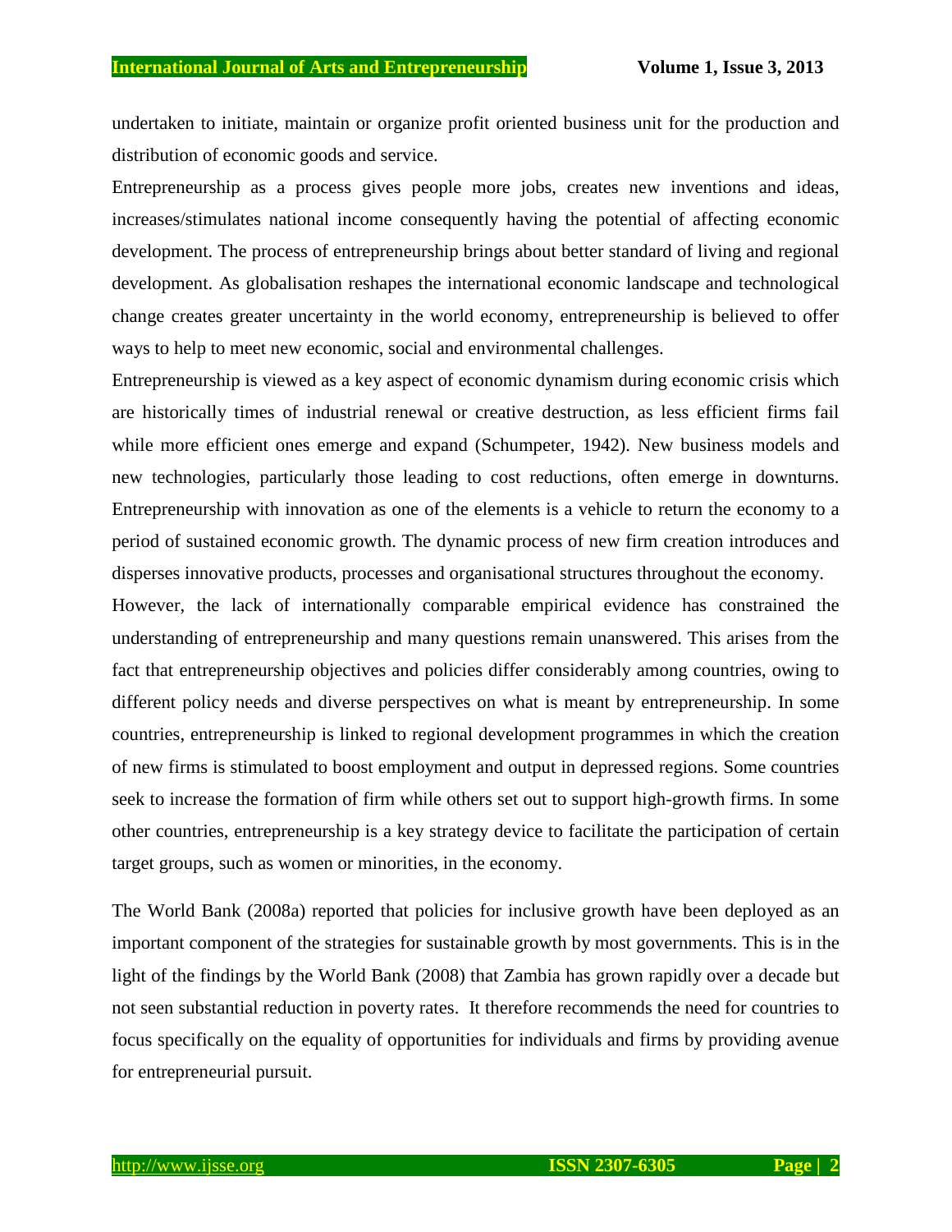undertaken to initiate, maintain or organize profit oriented business unit for the production and distribution of economic goods and service.

Entrepreneurship as a process gives people more jobs, creates new inventions and ideas, increases/stimulates national income consequently having the potential of affecting economic development. The process of entrepreneurship brings about better standard of living and regional development. As globalisation reshapes the international economic landscape and technological change creates greater uncertainty in the world economy, entrepreneurship is believed to offer ways to help to meet new economic, social and environmental challenges.

Entrepreneurship is viewed as a key aspect of economic dynamism during economic crisis which are historically times of industrial renewal or creative destruction, as less efficient firms fail while more efficient ones emerge and expand (Schumpeter, 1942). New business models and new technologies, particularly those leading to cost reductions, often emerge in downturns. Entrepreneurship with innovation as one of the elements is a vehicle to return the economy to a period of sustained economic growth. The dynamic process of new firm creation introduces and disperses innovative products, processes and organisational structures throughout the economy.

However, the lack of internationally comparable empirical evidence has constrained the understanding of entrepreneurship and many questions remain unanswered. This arises from the fact that entrepreneurship objectives and policies differ considerably among countries, owing to different policy needs and diverse perspectives on what is meant by entrepreneurship. In some countries, entrepreneurship is linked to regional development programmes in which the creation of new firms is stimulated to boost employment and output in depressed regions. Some countries seek to increase the formation of firm while others set out to support high-growth firms. In some other countries, entrepreneurship is a key strategy device to facilitate the participation of certain target groups, such as women or minorities, in the economy.

The World Bank (2008a) reported that policies for inclusive growth have been deployed as an important component of the strategies for sustainable growth by most governments. This is in the light of the findings by the World Bank (2008) that Zambia has grown rapidly over a decade but not seen substantial reduction in poverty rates. It therefore recommends the need for countries to focus specifically on the equality of opportunities for individuals and firms by providing avenue for entrepreneurial pursuit.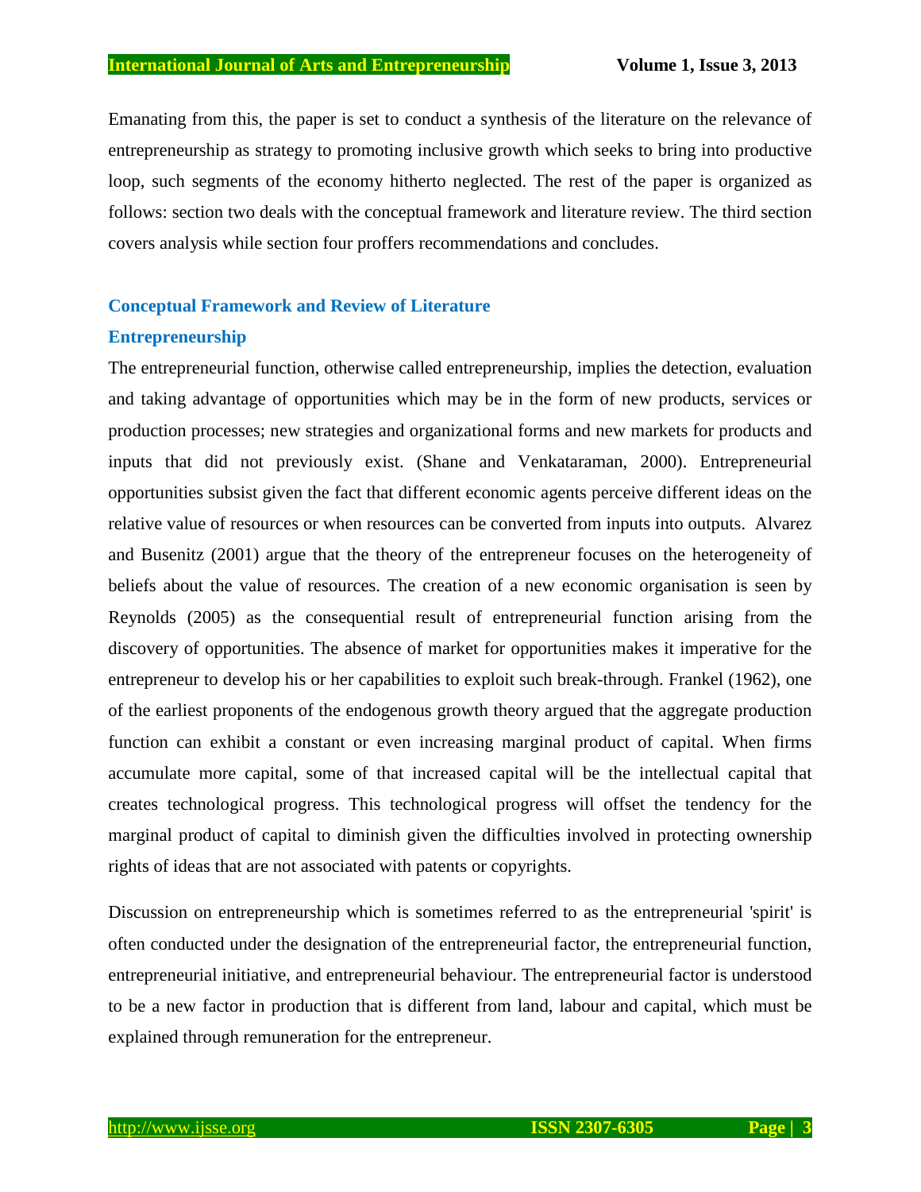Emanating from this, the paper is set to conduct a synthesis of the literature on the relevance of entrepreneurship as strategy to promoting inclusive growth which seeks to bring into productive loop, such segments of the economy hitherto neglected. The rest of the paper is organized as follows: section two deals with the conceptual framework and literature review. The third section covers analysis while section four proffers recommendations and concludes.

## Conceptual Framework and Review of Literature

### Entrepreneurship

The entrepreneurial function, otherwise called entrepreneurship, implies the detection, evaluation and taking advantage of opportunities which may be in the form of new products, services or production processes; new strategies and organizational forms and new markets for products and inputs that did not previously exist. (Shane and Venkataraman, 2000). Entrepreneurial opportunities subsist given the fact that different economic agents perceive different ideas on the relative value of resources or when resources can be converted from inputs into outputs. Alvarez and Busenitz (2001) argue that the theory of the entrepreneur focuses on the heterogeneity of beliefs about the value of resources. The creation of a new economic organisation is seen by Reynolds (2005) as the consequential result of entrepreneurial function arising from the discovery of opportunities. The absence of market for opportunities makes it imperative for the entrepreneur to develop his or her capabilities to exploit such break-through. Frankel (1962), one of the earliest proponents of the endogenous growth theory argued that the aggregate production function can exhibit a constant or even increasing marginal product of capital. When firms accumulate more capital, some of that increased capital will be the intellectual capital that creates technological progress. This technological progress will offset the tendency for the marginal product of capital to diminish given the difficulties involved in protecting ownership rights of ideas that are not associated with patents or copyrights.

Discussion on entrepreneurship which is sometimes referred to as the entrepreneurial 'spirit' is often conducted under the designation of the entrepreneurial factor, the entrepreneurial function, entrepreneurial initiative, and entrepreneurial behaviour. The entrepreneurial factor is understood to be a new factor in production that is different from land, labour and capital, which must be explained through remuneration for the entrepreneur.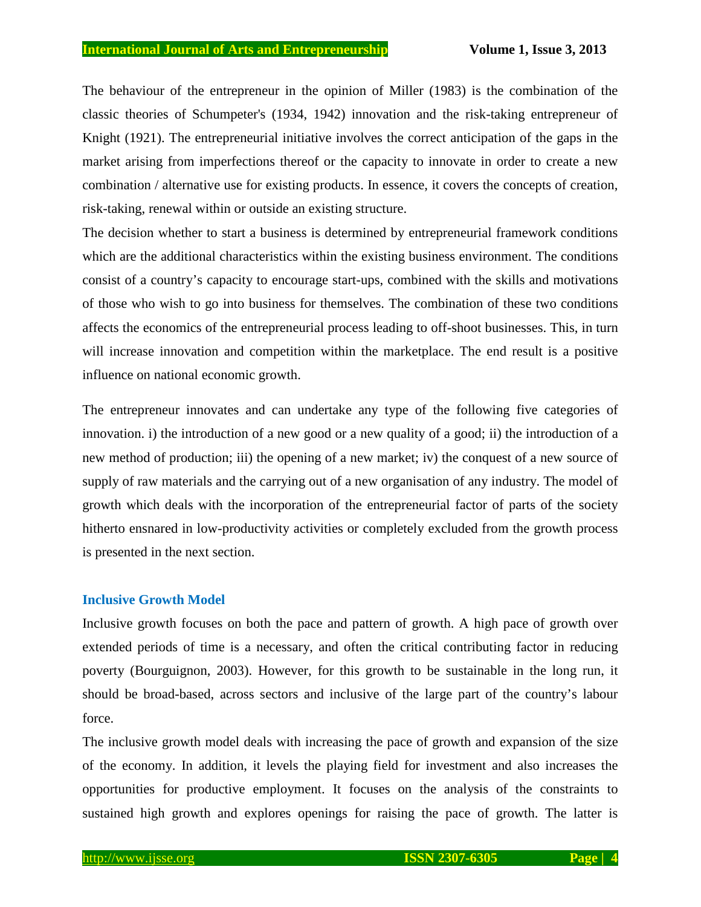The behaviour of the entrepreneur in the opinion of Miller (1983) is the combination of the classic theories of Schumpeter's (1934, 1942) innovation and the risk-taking entrepreneur of Knight (1921). The entrepreneurial initiative involves the correct anticipation of the gaps in the market arising from imperfections thereof or the capacity to innovate in order to create a new combination / alternative use for existing products. In essence, it covers the concepts of creation, risk-taking, renewal within or outside an existing structure.

The decision whether to start a business is determined by entrepreneurial framework conditions which are the additional characteristics within the existing business environment. The conditions consist of a country's capacity to encourage start-ups, combined with the skills and motivations of those who wish to go into business for themselves. The combination of these two conditions affects the economics of the entrepreneurial process leading to off-shoot businesses. This, in turn will increase innovation and competition within the marketplace. The end result is a positive influence on national economic growth.

The entrepreneur innovates and can undertake any type of the following five categories of innovation. i) the introduction of a new good or a new quality of a good; ii) the introduction of a new method of production; iii) the opening of a new market; iv) the conquest of a new source of supply of raw materials and the carrying out of a new organisation of any industry. The model of growth which deals with the incorporation of the entrepreneurial factor of parts of the society hitherto ensnared in low-productivity activities or completely excluded from the growth process is presented in the next section.

## Inclusive Growth Model

Inclusive growth focuses on both the pace and pattern of growth. A high pace of growth over extended periods of time is a necessary, and often the critical contributing factor in reducing poverty (Bourguignon, 2003). However, for this growth to be sustainable in the long run, it should be broad-based, across sectors and inclusive of the large part of the country's labour force.

The inclusive growth model deals with increasing the pace of growth and expansion of the size of the economy. In addition, it levels the playing field for investment and also increases the opportunities for productive employment. It focuses on the analysis of the constraints to sustained high growth and explores openings for raising the pace of growth. The latter is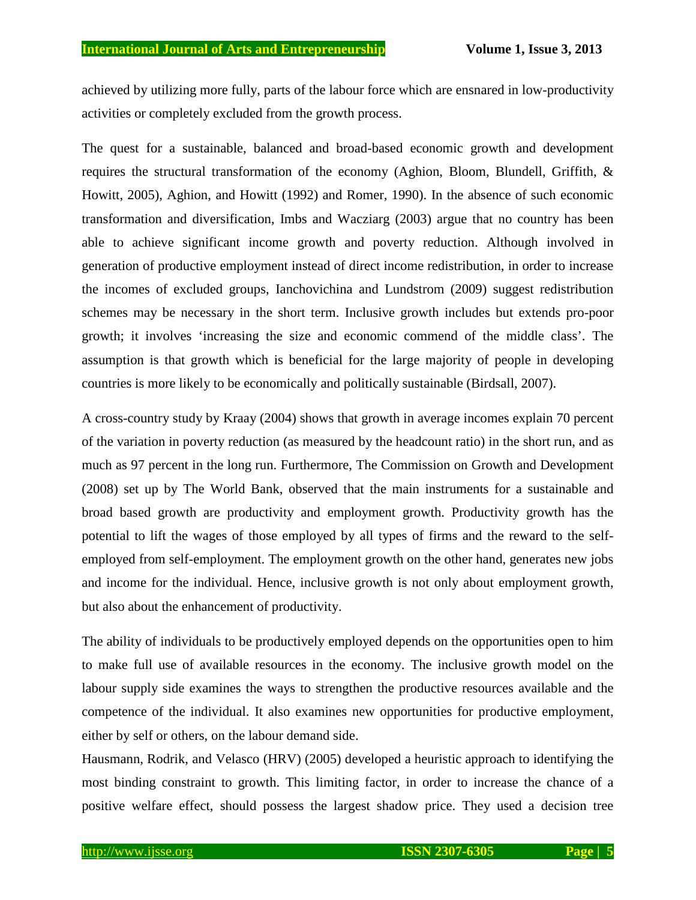achieved by utilizing more fully, parts of the labour force which are ensnared in low-productivity activities or completely excluded from the growth process.

The quest for a sustainable, balanced and broad-based economic growth and development requires the structural transformation of the economy (Aghion, Bloom, Blundell, Griffith, & Howitt, 2005), Aghion, and Howitt (1992) and Romer, 1990). In the absence of such economic transformation and diversification, Imbs and Wacziarg (2003) argue that no country has been able to achieve significant income growth and poverty reduction. Although involved in generation of productive employment instead of direct income redistribution, in order to increase the incomes of excluded groups, Ianchovichina and Lundstrom (2009) suggest redistribution schemes may be necessary in the short term. Inclusive growth includes but extends pro-poor growth; it involves 'increasing the size and economic commend of the middle class'. The assumption is that growth which is beneficial for the large majority of people in developing countries is more likely to be economically and politically sustainable (Birdsall, 2007).

A cross-country study by Kraay (2004) shows that growth in average incomes explain 70 percent of the variation in poverty reduction (as measured by the headcount ratio) in the short run, and as much as 97 percent in the long run. Furthermore, The Commission on Growth and Development (2008) set up by The World Bank, observed that the main instruments for a sustainable and broad based growth are productivity and employment growth. Productivity growth has the potential to lift the wages of those employed by all types of firms and the reward to the self-employed from self-employment. The employment growth on the other hand, generates new jobs and income for the individual. Hence, inclusive growth is not only about employment growth, but also about the enhancement of productivity.

The ability of individuals to be productively employed depends on the opportunities open to him to make full use of available resources in the economy. The inclusive growth model on the labour supply side examines the ways to strengthen the productive resources available and the competence of the individual. It also examines new opportunities for productive employment, either by self or others, on the labour demand side.

Hausmann, Rodrik, and Velasco (HRV) (2005) developed a heuristic approach to identifying the most binding constraint to growth. This limiting factor, in order to increase the chance of a positive welfare effect, should possess the largest shadow price. They used a decision tree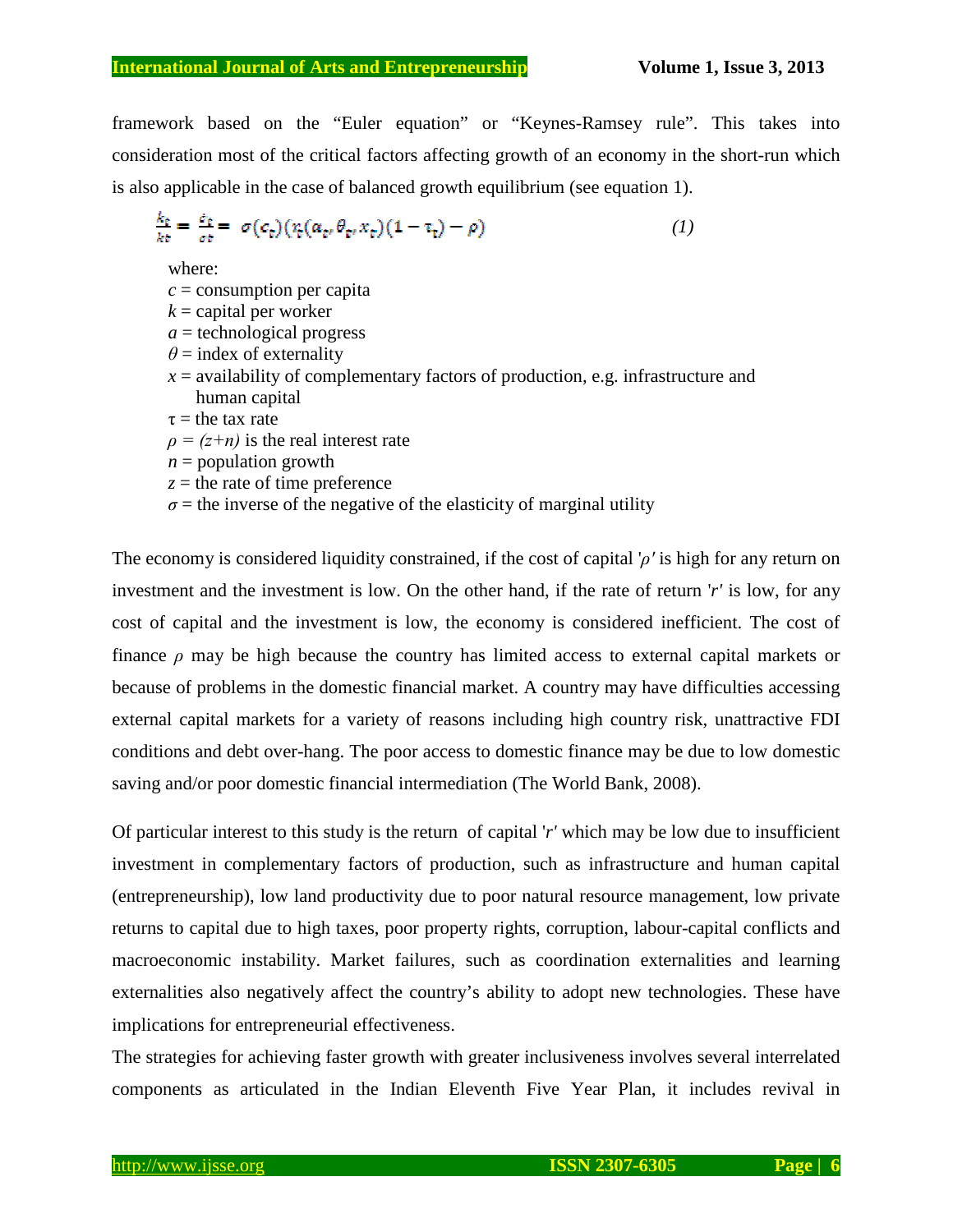framework based on the "Euler equation" or "Keynes-Ramsey rule". This takes into consideration most of the critical factors affecting growth of an economy in the short-run which is also applicable in the case of balanced growth equilibrium (see equation 1).

$$\frac{\dot{k}_t}{kt} = \frac{\dot{c}_t}{ct} = \sigma(c_t)\left(r_t(a_t, \theta_t, x_t)(1 - \tau_t) - \rho\right) \qquad (1)$$

where:
$c$ = consumption per capita
$k$ = capital per worker
$a$ = technological progress
$\theta$ = index of externality
$x$ = availability of complementary factors of production, e.g. infrastructure and human capital
$\tau$ = the tax rate
$\rho = (z+n)$ is the real interest rate
$n$ = population growth
$z$ = the rate of time preference
$\sigma$ = the inverse of the negative of the elasticity of marginal utility

The economy is considered liquidity constrained, if the cost of capital '$\rho$' is high for any return on investment and the investment is low. On the other hand, if the rate of return '$r$' is low, for any cost of capital and the investment is low, the economy is considered inefficient. The cost of finance $\rho$ may be high because the country has limited access to external capital markets or because of problems in the domestic financial market. A country may have difficulties accessing external capital markets for a variety of reasons including high country risk, unattractive FDI conditions and debt over-hang. The poor access to domestic finance may be due to low domestic saving and/or poor domestic financial intermediation (The World Bank, 2008).

Of particular interest to this study is the return of capital '$r$' which may be low due to insufficient investment in complementary factors of production, such as infrastructure and human capital (entrepreneurship), low land productivity due to poor natural resource management, low private returns to capital due to high taxes, poor property rights, corruption, labour-capital conflicts and macroeconomic instability. Market failures, such as coordination externalities and learning externalities also negatively affect the country's ability to adopt new technologies. These have implications for entrepreneurial effectiveness.

The strategies for achieving faster growth with greater inclusiveness involves several interrelated components as articulated in the Indian Eleventh Five Year Plan, it includes revival in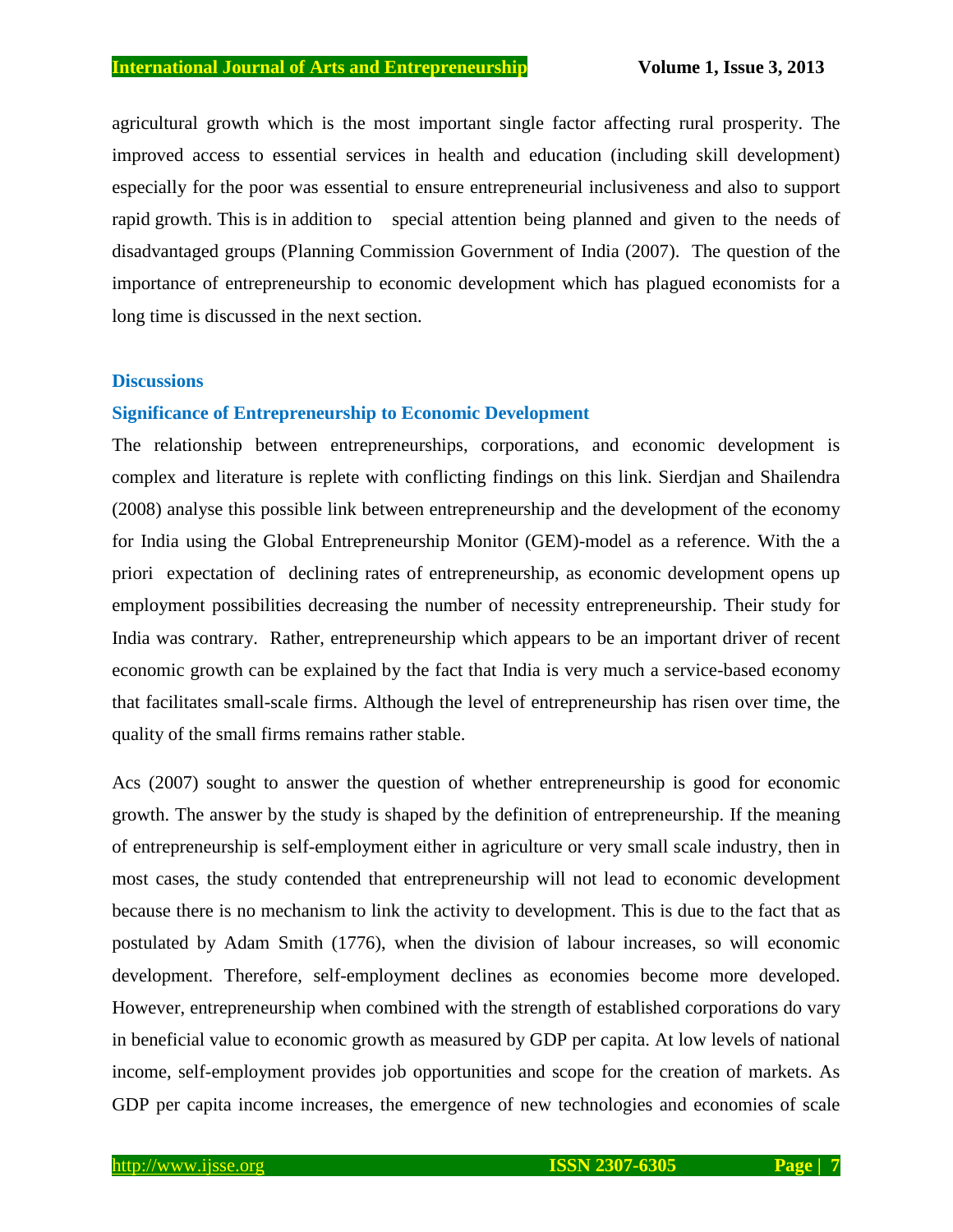agricultural growth which is the most important single factor affecting rural prosperity. The improved access to essential services in health and education (including skill development) especially for the poor was essential to ensure entrepreneurial inclusiveness and also to support rapid growth. This is in addition to special attention being planned and given to the needs of disadvantaged groups (Planning Commission Government of India (2007). The question of the importance of entrepreneurship to economic development which has plagued economists for a long time is discussed in the next section.

## Discussions

### Significance of Entrepreneurship to Economic Development

The relationship between entrepreneurships, corporations, and economic development is complex and literature is replete with conflicting findings on this link. Sierdjan and Shailendra (2008) analyse this possible link between entrepreneurship and the development of the economy for India using the Global Entrepreneurship Monitor (GEM)-model as a reference. With the a priori expectation of declining rates of entrepreneurship, as economic development opens up employment possibilities decreasing the number of necessity entrepreneurship. Their study for India was contrary. Rather, entrepreneurship which appears to be an important driver of recent economic growth can be explained by the fact that India is very much a service-based economy that facilitates small-scale firms. Although the level of entrepreneurship has risen over time, the quality of the small firms remains rather stable.

Acs (2007) sought to answer the question of whether entrepreneurship is good for economic growth. The answer by the study is shaped by the definition of entrepreneurship. If the meaning of entrepreneurship is self-employment either in agriculture or very small scale industry, then in most cases, the study contended that entrepreneurship will not lead to economic development because there is no mechanism to link the activity to development. This is due to the fact that as postulated by Adam Smith (1776), when the division of labour increases, so will economic development. Therefore, self-employment declines as economies become more developed. However, entrepreneurship when combined with the strength of established corporations do vary in beneficial value to economic growth as measured by GDP per capita. At low levels of national income, self-employment provides job opportunities and scope for the creation of markets. As GDP per capita income increases, the emergence of new technologies and economies of scale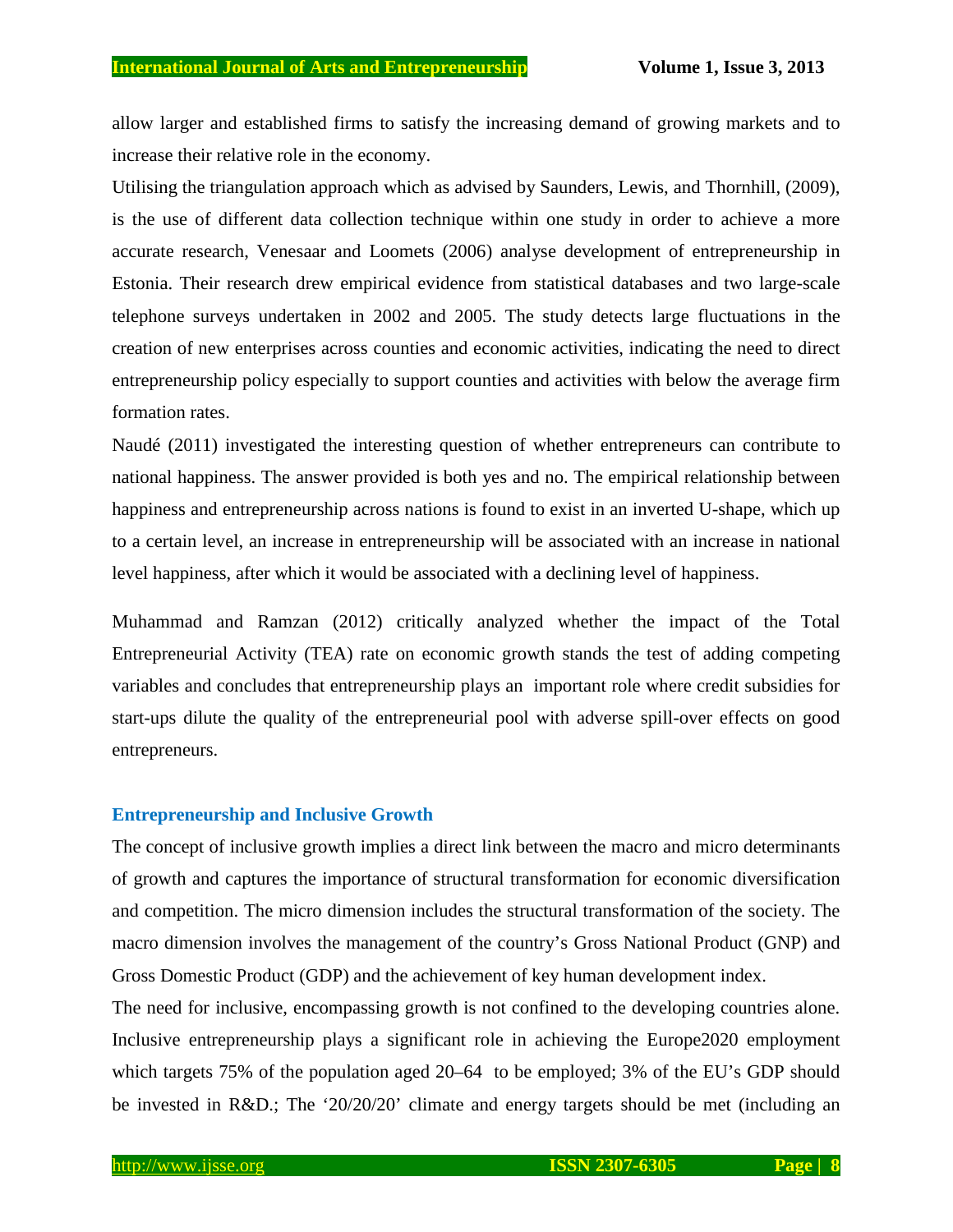allow larger and established firms to satisfy the increasing demand of growing markets and to increase their relative role in the economy.

Utilising the triangulation approach which as advised by Saunders, Lewis, and Thornhill, (2009), is the use of different data collection technique within one study in order to achieve a more accurate research, Venesaar and Loomets (2006) analyse development of entrepreneurship in Estonia. Their research drew empirical evidence from statistical databases and two large-scale telephone surveys undertaken in 2002 and 2005. The study detects large fluctuations in the creation of new enterprises across counties and economic activities, indicating the need to direct entrepreneurship policy especially to support counties and activities with below the average firm formation rates.

Naudé (2011) investigated the interesting question of whether entrepreneurs can contribute to national happiness. The answer provided is both yes and no. The empirical relationship between happiness and entrepreneurship across nations is found to exist in an inverted U-shape, which up to a certain level, an increase in entrepreneurship will be associated with an increase in national level happiness, after which it would be associated with a declining level of happiness.

Muhammad and Ramzan (2012) critically analyzed whether the impact of the Total Entrepreneurial Activity (TEA) rate on economic growth stands the test of adding competing variables and concludes that entrepreneurship plays an important role where credit subsidies for start-ups dilute the quality of the entrepreneurial pool with adverse spill-over effects on good entrepreneurs.

### Entrepreneurship and Inclusive Growth

The concept of inclusive growth implies a direct link between the macro and micro determinants of growth and captures the importance of structural transformation for economic diversification and competition. The micro dimension includes the structural transformation of the society. The macro dimension involves the management of the country's Gross National Product (GNP) and Gross Domestic Product (GDP) and the achievement of key human development index.

The need for inclusive, encompassing growth is not confined to the developing countries alone. Inclusive entrepreneurship plays a significant role in achieving the Europe2020 employment which targets 75% of the population aged 20–64 to be employed; 3% of the EU's GDP should be invested in R&D.; The '20/20/20' climate and energy targets should be met (including an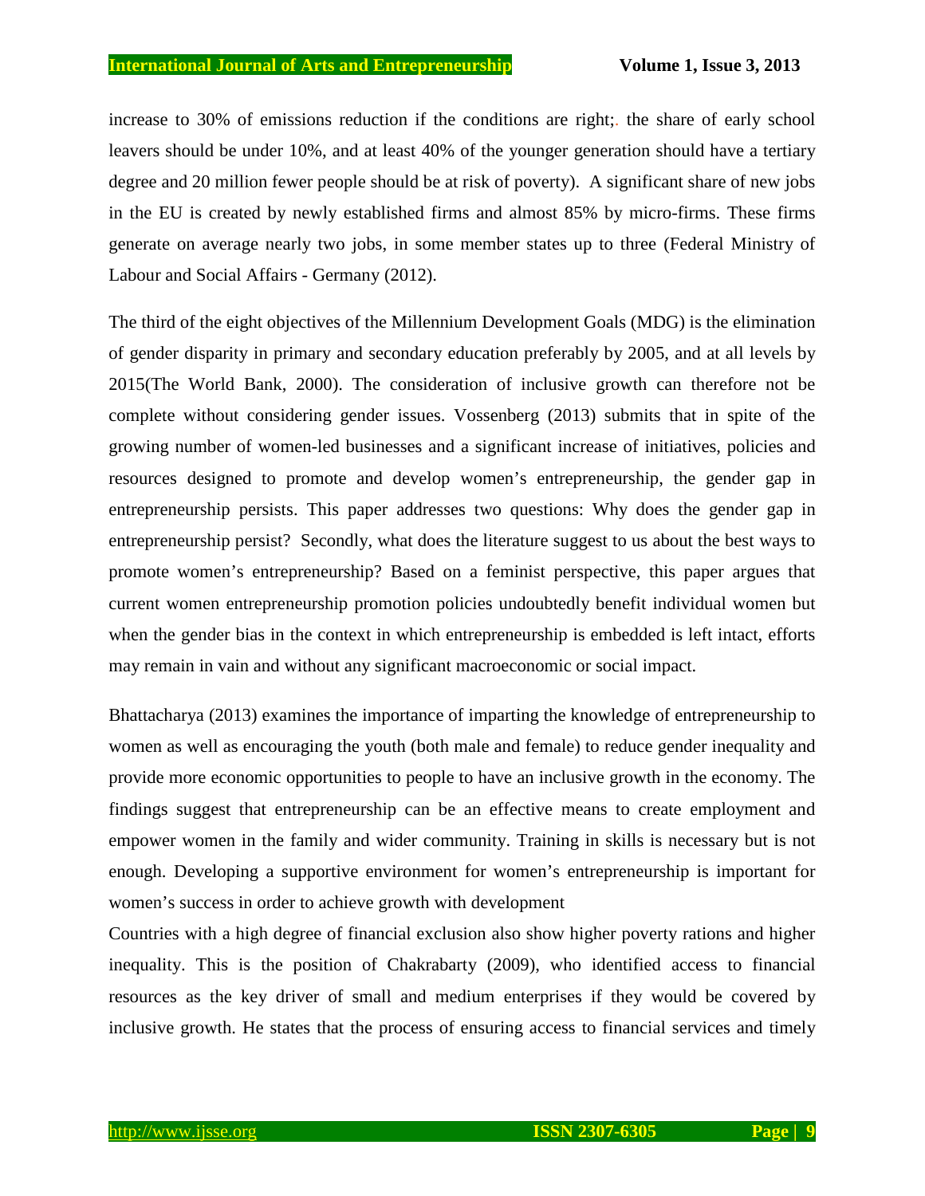increase to 30% of emissions reduction if the conditions are right;. the share of early school leavers should be under 10%, and at least 40% of the younger generation should have a tertiary degree and 20 million fewer people should be at risk of poverty). A significant share of new jobs in the EU is created by newly established firms and almost 85% by micro-firms. These firms generate on average nearly two jobs, in some member states up to three (Federal Ministry of Labour and Social Affairs - Germany (2012).

The third of the eight objectives of the Millennium Development Goals (MDG) is the elimination of gender disparity in primary and secondary education preferably by 2005, and at all levels by 2015(The World Bank, 2000). The consideration of inclusive growth can therefore not be complete without considering gender issues. Vossenberg (2013) submits that in spite of the growing number of women-led businesses and a significant increase of initiatives, policies and resources designed to promote and develop women's entrepreneurship, the gender gap in entrepreneurship persists. This paper addresses two questions: Why does the gender gap in entrepreneurship persist? Secondly, what does the literature suggest to us about the best ways to promote women's entrepreneurship? Based on a feminist perspective, this paper argues that current women entrepreneurship promotion policies undoubtedly benefit individual women but when the gender bias in the context in which entrepreneurship is embedded is left intact, efforts may remain in vain and without any significant macroeconomic or social impact.

Bhattacharya (2013) examines the importance of imparting the knowledge of entrepreneurship to women as well as encouraging the youth (both male and female) to reduce gender inequality and provide more economic opportunities to people to have an inclusive growth in the economy. The findings suggest that entrepreneurship can be an effective means to create employment and empower women in the family and wider community. Training in skills is necessary but is not enough. Developing a supportive environment for women's entrepreneurship is important for women's success in order to achieve growth with development

Countries with a high degree of financial exclusion also show higher poverty rations and higher inequality. This is the position of Chakrabarty (2009), who identified access to financial resources as the key driver of small and medium enterprises if they would be covered by inclusive growth. He states that the process of ensuring access to financial services and timely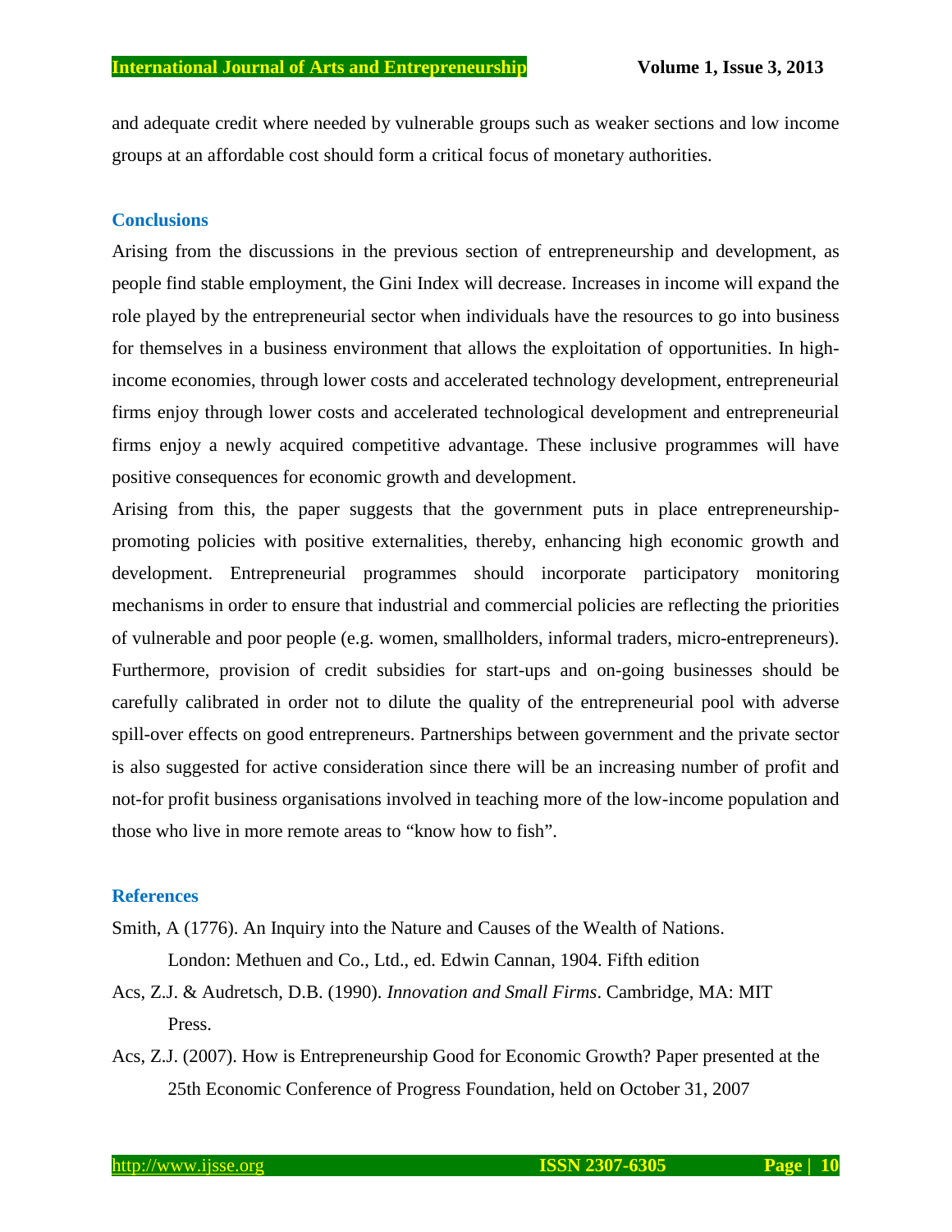and adequate credit where needed by vulnerable groups such as weaker sections and low income groups at an affordable cost should form a critical focus of monetary authorities.

## Conclusions

Arising from the discussions in the previous section of entrepreneurship and development, as people find stable employment, the Gini Index will decrease. Increases in income will expand the role played by the entrepreneurial sector when individuals have the resources to go into business for themselves in a business environment that allows the exploitation of opportunities. In high-income economies, through lower costs and accelerated technology development, entrepreneurial firms enjoy through lower costs and accelerated technological development and entrepreneurial firms enjoy a newly acquired competitive advantage. These inclusive programmes will have positive consequences for economic growth and development.

Arising from this, the paper suggests that the government puts in place entrepreneurship-promoting policies with positive externalities, thereby, enhancing high economic growth and development. Entrepreneurial programmes should incorporate participatory monitoring mechanisms in order to ensure that industrial and commercial policies are reflecting the priorities of vulnerable and poor people (e.g. women, smallholders, informal traders, micro-entrepreneurs). Furthermore, provision of credit subsidies for start-ups and on-going businesses should be carefully calibrated in order not to dilute the quality of the entrepreneurial pool with adverse spill-over effects on good entrepreneurs. Partnerships between government and the private sector is also suggested for active consideration since there will be an increasing number of profit and not-for profit business organisations involved in teaching more of the low-income population and those who live in more remote areas to "know how to fish".

## References

Smith, A (1776). An Inquiry into the Nature and Causes of the Wealth of Nations. London: Methuen and Co., Ltd., ed. Edwin Cannan, 1904. Fifth edition

Acs, Z.J. & Audretsch, D.B. (1990). *Innovation and Small Firms*. Cambridge, MA: MIT Press.

Acs, Z.J. (2007). How is Entrepreneurship Good for Economic Growth? Paper presented at the 25th Economic Conference of Progress Foundation, held on October 31, 2007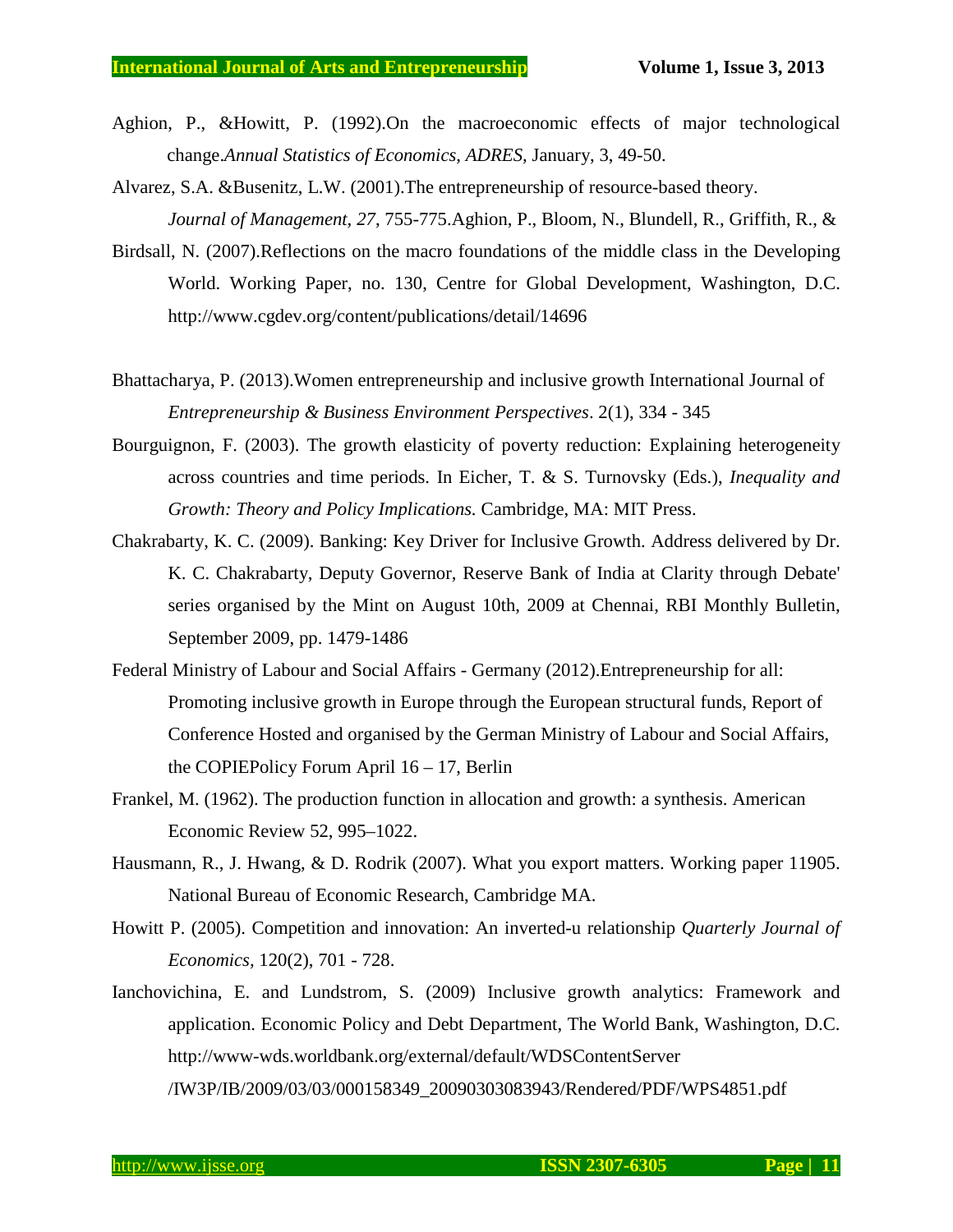Aghion, P., &Howitt, P. (1992).On the macroeconomic effects of major technological change.*Annual Statistics of Economics, ADRES,* January, 3, 49-50.

Alvarez, S.A. &Busenitz, L.W. (2001).The entrepreneurship of resource-based theory. *Journal of Management*, *27*, 755-775.Aghion, P., Bloom, N., Blundell, R., Griffith, R., &

Birdsall, N. (2007).Reflections on the macro foundations of the middle class in the Developing World. Working Paper, no. 130, Centre for Global Development, Washington, D.C. http://www.cgdev.org/content/publications/detail/14696

Bhattacharya, P. (2013).Women entrepreneurship and inclusive growth International Journal of *Entrepreneurship & Business Environment Perspectives*. 2(1), 334 - 345

Bourguignon, F. (2003). The growth elasticity of poverty reduction: Explaining heterogeneity across countries and time periods. In Eicher, T. & S. Turnovsky (Eds.), *Inequality and Growth: Theory and Policy Implications.* Cambridge, MA: MIT Press.

Chakrabarty, K. C. (2009). Banking: Key Driver for Inclusive Growth. Address delivered by Dr. K. C. Chakrabarty, Deputy Governor, Reserve Bank of India at Clarity through Debate' series organised by the Mint on August 10th, 2009 at Chennai, RBI Monthly Bulletin, September 2009, pp. 1479-1486

Federal Ministry of Labour and Social Affairs - Germany (2012).Entrepreneurship for all: Promoting inclusive growth in Europe through the European structural funds, Report of Conference Hosted and organised by the German Ministry of Labour and Social Affairs, the COPIEPolicy Forum April 16 – 17, Berlin

Frankel, M. (1962). The production function in allocation and growth: a synthesis. American Economic Review 52, 995–1022.

Hausmann, R., J. Hwang, & D. Rodrik (2007). What you export matters. Working paper 11905. National Bureau of Economic Research, Cambridge MA.

Howitt P. (2005). Competition and innovation: An inverted-u relationship *Quarterly Journal of Economics*, 120(2), 701 - 728.

Ianchovichina, E. and Lundstrom, S. (2009) Inclusive growth analytics: Framework and application. Economic Policy and Debt Department, The World Bank, Washington, D.C. http://www-wds.worldbank.org/external/default/WDSContentServer /IW3P/IB/2009/03/03/000158349_20090303083943/Rendered/PDF/WPS4851.pdf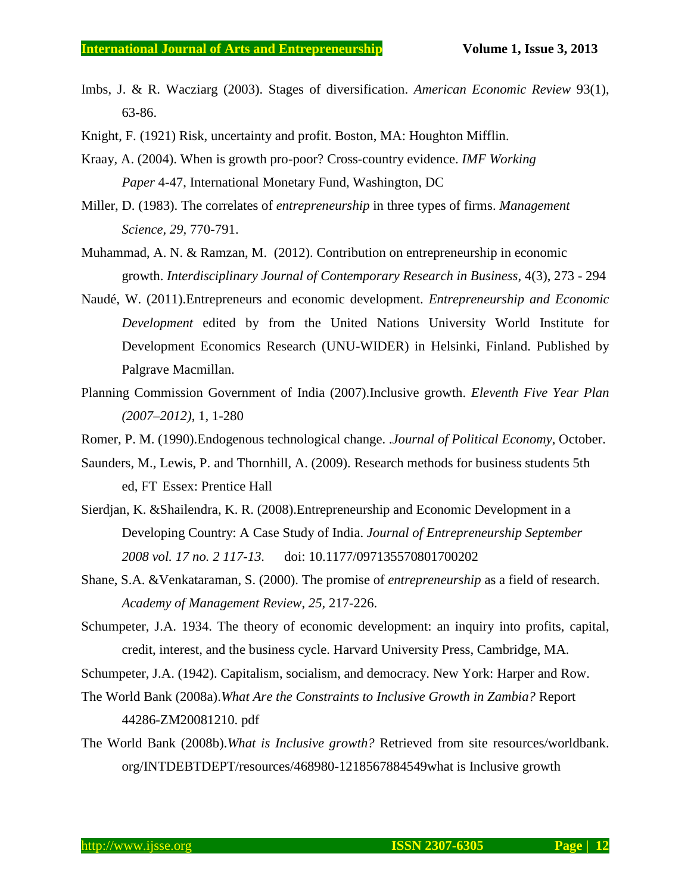Imbs, J. & R. Wacziarg (2003). Stages of diversification. *American Economic Review* 93(1), 63-86.

Knight, F. (1921) Risk, uncertainty and profit. Boston, MA: Houghton Mifflin.

Kraay, A. (2004). When is growth pro-poor? Cross-country evidence. *IMF Working Paper* 4-47, International Monetary Fund, Washington, DC

Miller, D. (1983). The correlates of *entrepreneurship* in three types of firms. *Management Science, 29*, 770-791.

Muhammad, A. N. & Ramzan, M. (2012). Contribution on entrepreneurship in economic growth. *Interdisciplinary Journal of Contemporary Research in Business*, 4(3), 273 - 294

Naudé, W. (2011).Entrepreneurs and economic development. *Entrepreneurship and Economic Development* edited by from the United Nations University World Institute for Development Economics Research (UNU-WIDER) in Helsinki, Finland. Published by Palgrave Macmillan.

Planning Commission Government of India (2007).Inclusive growth. *Eleventh Five Year Plan (2007–2012)*, 1, 1-280

Romer, P. M. (1990).Endogenous technological change. .*Journal of Political Economy*, October.

Saunders, M., Lewis, P. and Thornhill, A. (2009). Research methods for business students 5th ed, FT Essex: Prentice Hall

Sierdjan, K. &Shailendra, K. R. (2008).Entrepreneurship and Economic Development in a Developing Country: A Case Study of India. *Journal of Entrepreneurship September 2008 vol. 17 no. 2 117-13.* doi: 10.1177/097135570801700202

Shane, S.A. &Venkataraman, S. (2000). The promise of *entrepreneurship* as a field of research. *Academy of Management Review*, *25*, 217-226.

Schumpeter, J.A. 1934. The theory of economic development: an inquiry into profits, capital, credit, interest, and the business cycle. Harvard University Press, Cambridge, MA.

Schumpeter, J.A. (1942). Capitalism, socialism, and democracy. New York: Harper and Row.

The World Bank (2008a).*What Are the Constraints to Inclusive Growth in Zambia?* Report 44286-ZM20081210. pdf

The World Bank (2008b).*What is Inclusive growth?* Retrieved from site resources/worldbank. org/INTDEBTDEPT/resources/468980-1218567884549what is Inclusive growth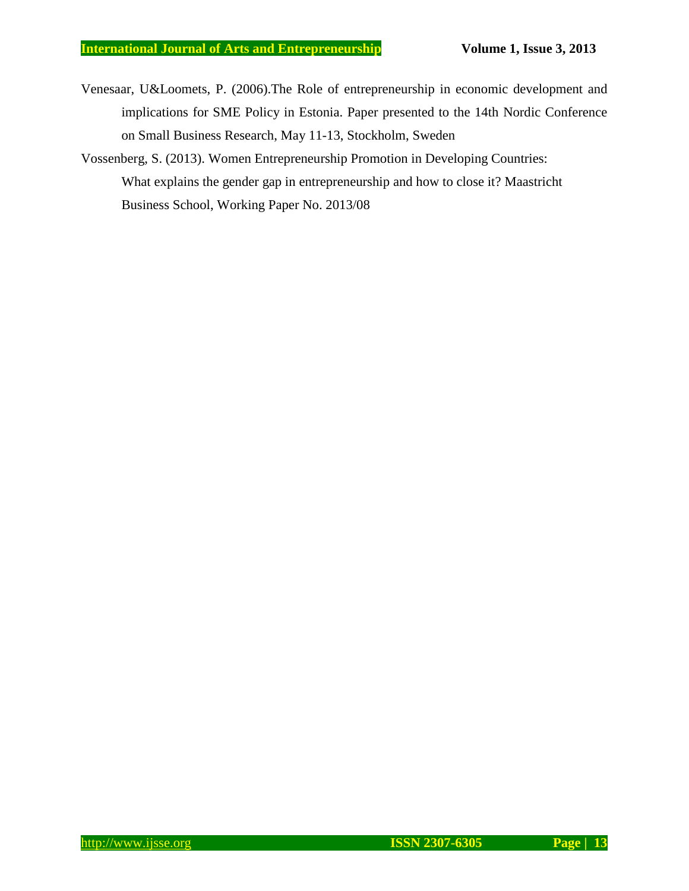Venesaar, U&Loomets, P. (2006).The Role of entrepreneurship in economic development and implications for SME Policy in Estonia. Paper presented to the 14th Nordic Conference on Small Business Research, May 11-13, Stockholm, Sweden

Vossenberg, S. (2013). Women Entrepreneurship Promotion in Developing Countries: What explains the gender gap in entrepreneurship and how to close it? Maastricht Business School, Working Paper No. 2013/08